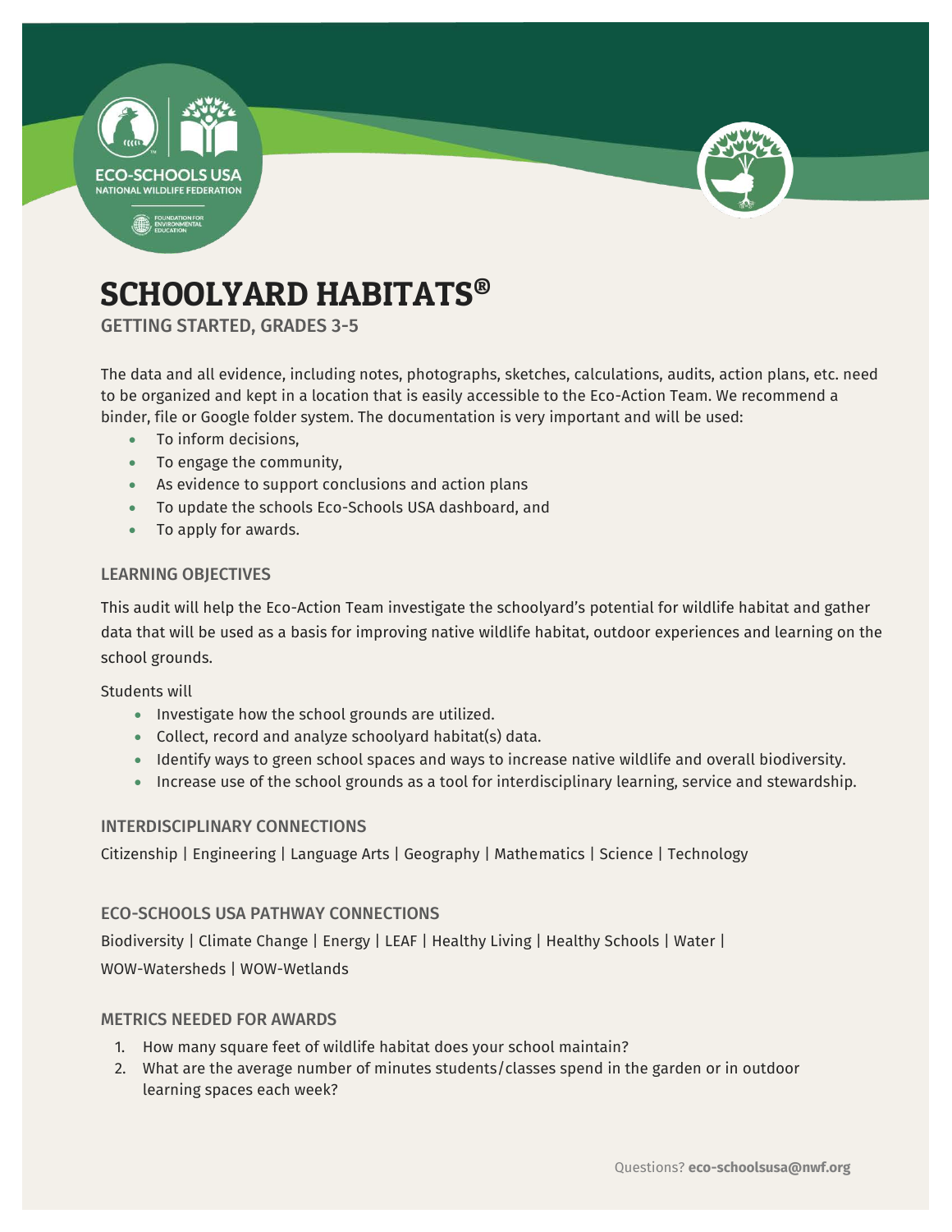# SCHOOLYARD HABITATS®

GETTING STARTED, GRADES 3-5

The data and all evidence, including notes, photographs, sketches, calculations, audits, action plans, etc. need to be organized and kept in a location that is easily accessible to the Eco-Action Team. We recommend a binder, file or Google folder system. The documentation is very important and will be used:

- To inform decisions,
- To engage the community,
- As evidence to support conclusions and action plans
- To update the schools Eco-Schools USA dashboard, and
- To apply for awards.

## LEARNING OBJECTIVES

This audit will help the Eco-Action Team investigate the schoolyard's potential for wildlife habitat and gather data that will be used as a basis for improving native wildlife habitat, outdoor experiences and learning on the school grounds.

Students will

- Investigate how the school grounds are utilized.
- Collect, record and analyze schoolyard habitat(s) data.
- Identify ways to green school spaces and ways to increase native wildlife and overall biodiversity.
- Increase use of the school grounds as a tool for interdisciplinary learning, service and stewardship.

## INTERDISCIPLINARY CONNECTIONS

Citizenship | Engineering | Language Arts | Geography | Mathematics | Science | Technology

## ECO-SCHOOLS USA PATHWAY CONNECTIONS

Biodiversity | Climate Change | Energy | LEAF | Healthy Living | Healthy Schools | Water | WOW-Watersheds | WOW-Wetlands

## METRICS NEEDED FOR AWARDS

1. How many square feet of wildlife habitat does your school maintain?
2. What are the average number of minutes students/classes spend in the garden or in outdoor learning spaces each week?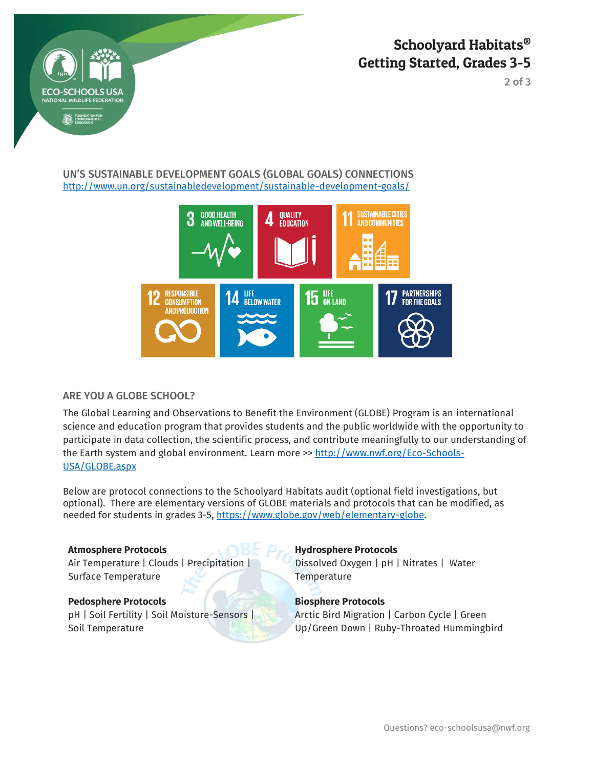## UN'S SUSTAINABLE DEVELOPMENT GOALS (GLOBAL GOALS) CONNECTIONS

http://www.un.org/sustainabledevelopment/sustainable-development-goals/

3 GOOD HEALTH AND WELL-BEING
4 QUALITY EDUCATION
11 SUSTAINABLE CITIES AND COMMUNITIES
12 RESPONSIBLE CONSUMPTION AND PRODUCTION
14 LIFE BELOW WATER
15 LIFE ON LAND
17 PARTNERSHIPS FOR THE GOALS

## ARE YOU A GLOBE SCHOOL?

The Global Learning and Observations to Benefit the Environment (GLOBE) Program is an international science and education program that provides students and the public worldwide with the opportunity to participate in data collection, the scientific process, and contribute meaningfully to our understanding of the Earth system and global environment. Learn more >> http://www.nwf.org/Eco-Schools-USA/GLOBE.aspx

Below are protocol connections to the Schoolyard Habitats audit (optional field investigations, but optional). There are elementary versions of GLOBE materials and protocols that can be modified, as needed for students in grades 3-5, https://www.globe.gov/web/elementary-globe.

**Atmosphere Protocols**
Air Temperature | Clouds | Precipitation | Surface Temperature

**Hydrosphere Protocols**
Dissolved Oxygen | pH | Nitrates | Water Temperature

**Pedosphere Protocols**
pH | Soil Fertility | Soil Moisture-Sensors | Soil Temperature

**Biosphere Protocols**
Arctic Bird Migration | Carbon Cycle | Green Up/Green Down | Ruby-Throated Hummingbird

Questions? eco-schoolsusa@nwf.org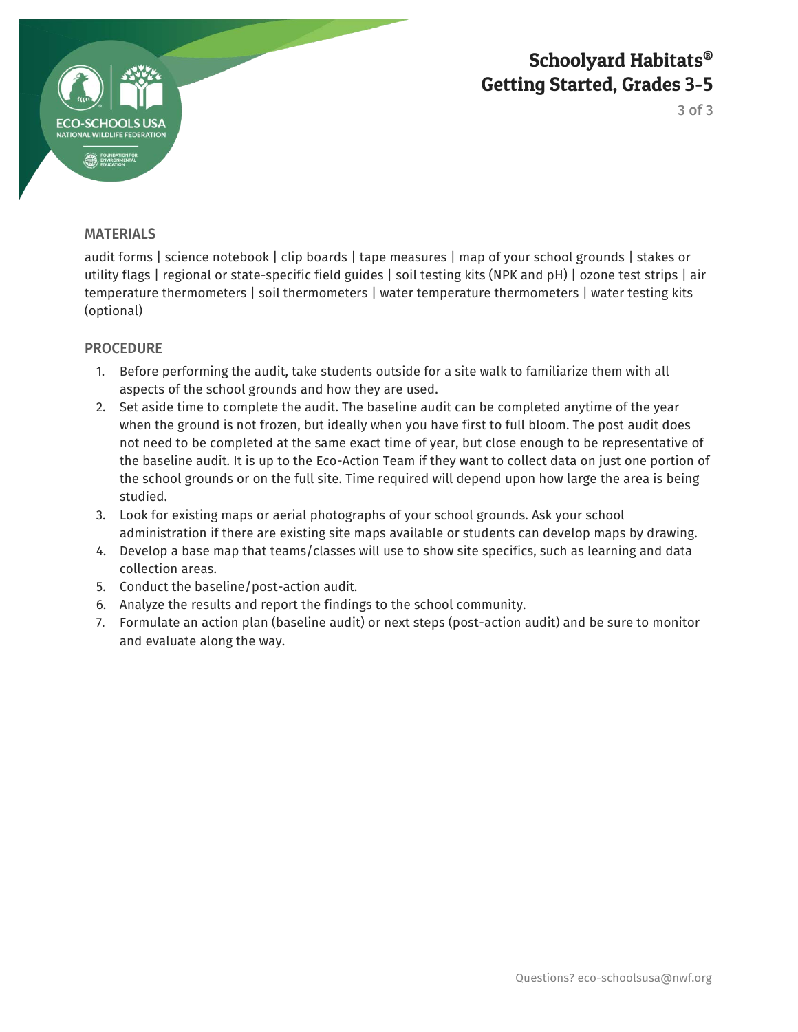## MATERIALS

audit forms | science notebook | clip boards | tape measures | map of your school grounds | stakes or utility flags | regional or state-specific field guides | soil testing kits (NPK and pH) | ozone test strips | air temperature thermometers | soil thermometers | water temperature thermometers | water testing kits (optional)

## PROCEDURE

1. Before performing the audit, take students outside for a site walk to familiarize them with all aspects of the school grounds and how they are used.
2. Set aside time to complete the audit. The baseline audit can be completed anytime of the year when the ground is not frozen, but ideally when you have first to full bloom. The post audit does not need to be completed at the same exact time of year, but close enough to be representative of the baseline audit. It is up to the Eco-Action Team if they want to collect data on just one portion of the school grounds or on the full site. Time required will depend upon how large the area is being studied.
3. Look for existing maps or aerial photographs of your school grounds. Ask your school administration if there are existing site maps available or students can develop maps by drawing.
4. Develop a base map that teams/classes will use to show site specifics, such as learning and data collection areas.
5. Conduct the baseline/post-action audit.
6. Analyze the results and report the findings to the school community.
7. Formulate an action plan (baseline audit) or next steps (post-action audit) and be sure to monitor and evaluate along the way.